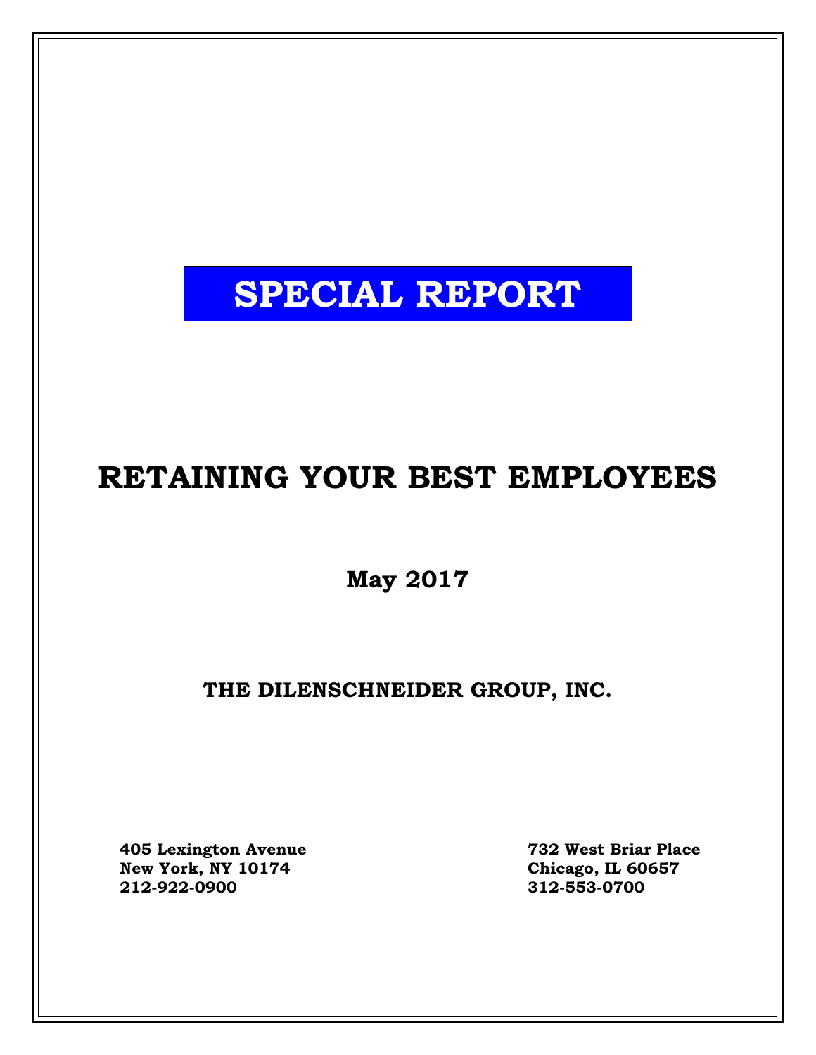**SPECIAL REPORT**

# RETAINING YOUR BEST EMPLOYEES

**May 2017**

**THE DILENSCHNEIDER GROUP, INC.**

**405 Lexington Avenue**
**New York, NY 10174**
**212-922-0900**

**732 West Briar Place**
**Chicago, IL 60657**
**312-553-0700**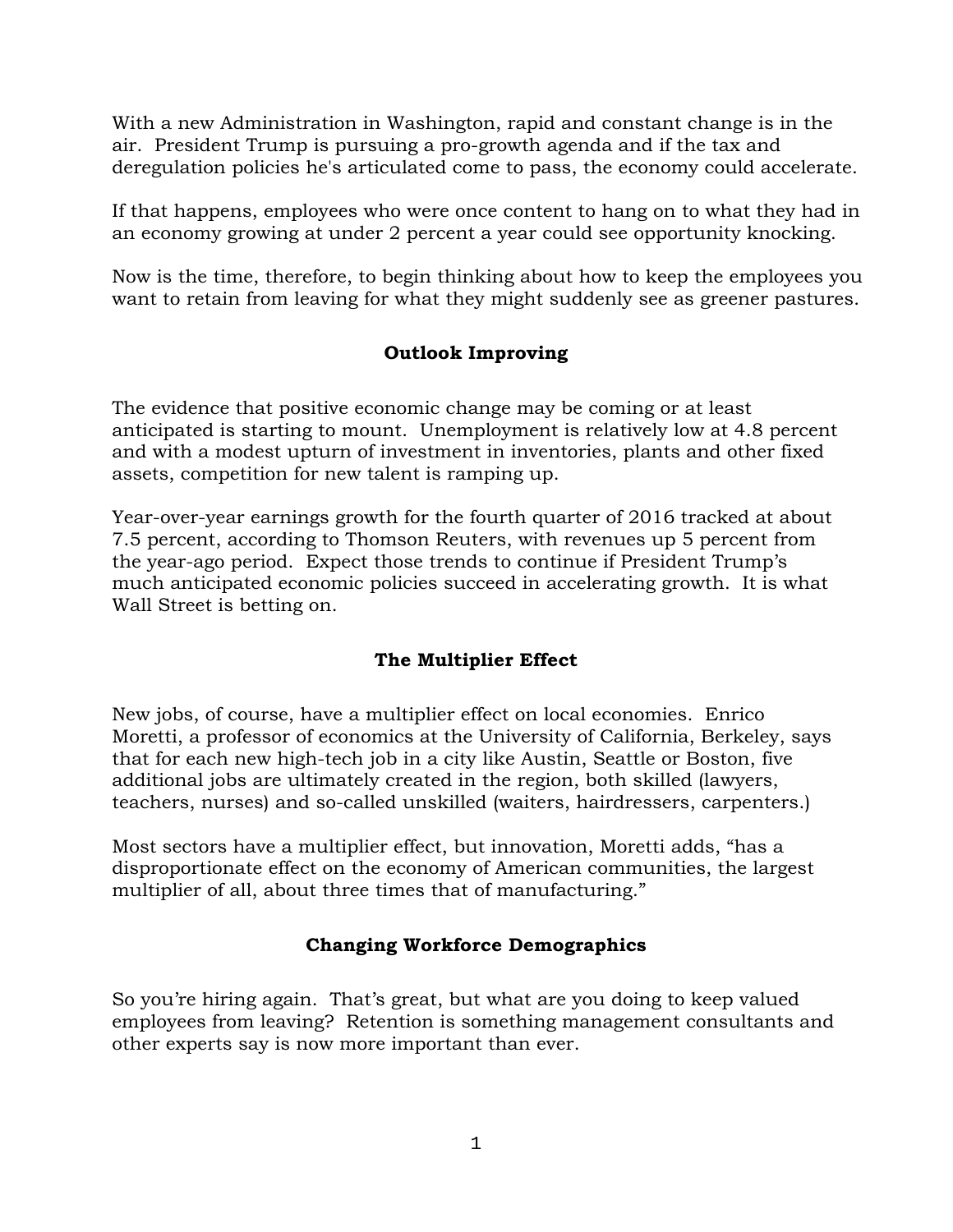With a new Administration in Washington, rapid and constant change is in the air. President Trump is pursuing a pro-growth agenda and if the tax and deregulation policies he's articulated come to pass, the economy could accelerate.

If that happens, employees who were once content to hang on to what they had in an economy growing at under 2 percent a year could see opportunity knocking.

Now is the time, therefore, to begin thinking about how to keep the employees you want to retain from leaving for what they might suddenly see as greener pastures.

## Outlook Improving

The evidence that positive economic change may be coming or at least anticipated is starting to mount. Unemployment is relatively low at 4.8 percent and with a modest upturn of investment in inventories, plants and other fixed assets, competition for new talent is ramping up.

Year-over-year earnings growth for the fourth quarter of 2016 tracked at about 7.5 percent, according to Thomson Reuters, with revenues up 5 percent from the year-ago period. Expect those trends to continue if President Trump's much anticipated economic policies succeed in accelerating growth. It is what Wall Street is betting on.

## The Multiplier Effect

New jobs, of course, have a multiplier effect on local economies. Enrico Moretti, a professor of economics at the University of California, Berkeley, says that for each new high-tech job in a city like Austin, Seattle or Boston, five additional jobs are ultimately created in the region, both skilled (lawyers, teachers, nurses) and so-called unskilled (waiters, hairdressers, carpenters.)

Most sectors have a multiplier effect, but innovation, Moretti adds, "has a disproportionate effect on the economy of American communities, the largest multiplier of all, about three times that of manufacturing."

## Changing Workforce Demographics

So you're hiring again. That's great, but what are you doing to keep valued employees from leaving? Retention is something management consultants and other experts say is now more important than ever.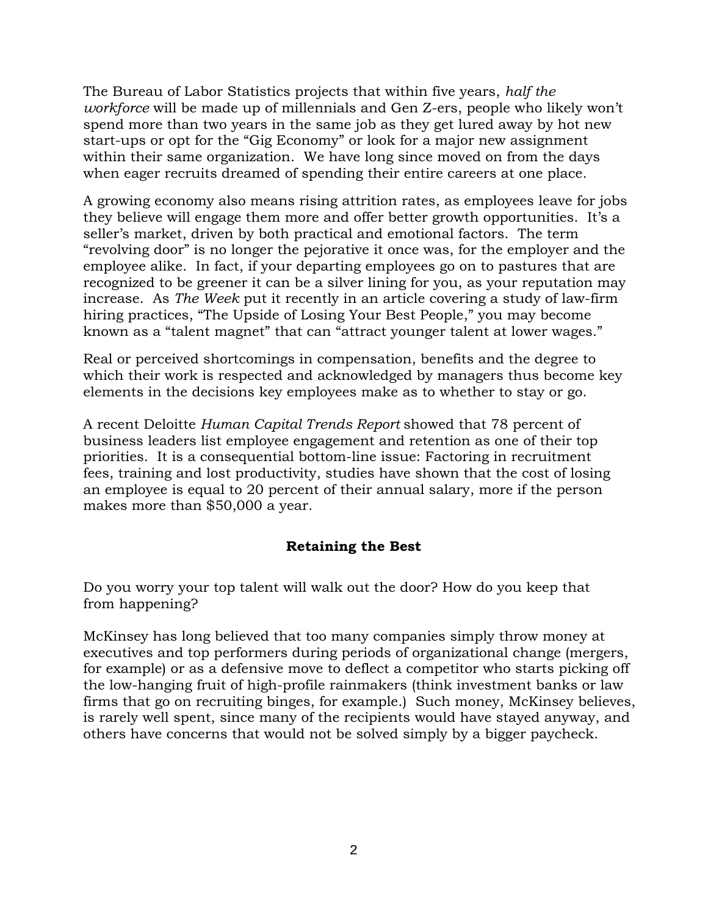The Bureau of Labor Statistics projects that within five years, *half the workforce* will be made up of millennials and Gen Z-ers, people who likely won't spend more than two years in the same job as they get lured away by hot new start-ups or opt for the "Gig Economy" or look for a major new assignment within their same organization. We have long since moved on from the days when eager recruits dreamed of spending their entire careers at one place.

A growing economy also means rising attrition rates, as employees leave for jobs they believe will engage them more and offer better growth opportunities. It's a seller's market, driven by both practical and emotional factors. The term "revolving door" is no longer the pejorative it once was, for the employer and the employee alike. In fact, if your departing employees go on to pastures that are recognized to be greener it can be a silver lining for you, as your reputation may increase. As *The Week* put it recently in an article covering a study of law-firm hiring practices, "The Upside of Losing Your Best People," you may become known as a "talent magnet" that can "attract younger talent at lower wages."

Real or perceived shortcomings in compensation, benefits and the degree to which their work is respected and acknowledged by managers thus become key elements in the decisions key employees make as to whether to stay or go.

A recent Deloitte *Human Capital Trends Report* showed that 78 percent of business leaders list employee engagement and retention as one of their top priorities. It is a consequential bottom-line issue: Factoring in recruitment fees, training and lost productivity, studies have shown that the cost of losing an employee is equal to 20 percent of their annual salary, more if the person makes more than $50,000 a year.

## Retaining the Best

Do you worry your top talent will walk out the door? How do you keep that from happening?

McKinsey has long believed that too many companies simply throw money at executives and top performers during periods of organizational change (mergers, for example) or as a defensive move to deflect a competitor who starts picking off the low-hanging fruit of high-profile rainmakers (think investment banks or law firms that go on recruiting binges, for example.) Such money, McKinsey believes, is rarely well spent, since many of the recipients would have stayed anyway, and others have concerns that would not be solved simply by a bigger paycheck.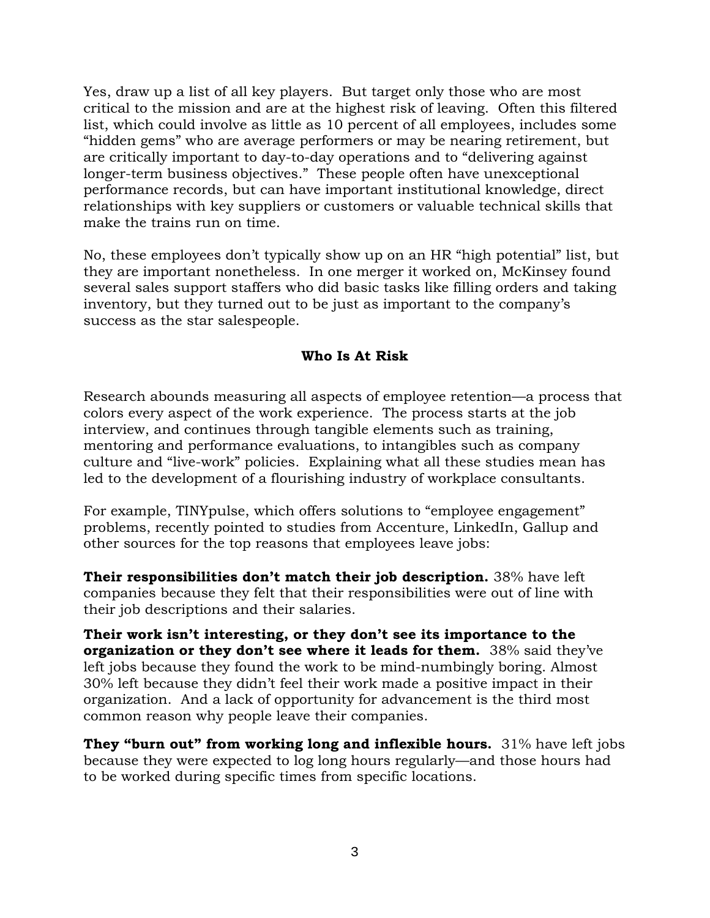Yes, draw up a list of all key players. But target only those who are most critical to the mission and are at the highest risk of leaving. Often this filtered list, which could involve as little as 10 percent of all employees, includes some "hidden gems" who are average performers or may be nearing retirement, but are critically important to day-to-day operations and to "delivering against longer-term business objectives." These people often have unexceptional performance records, but can have important institutional knowledge, direct relationships with key suppliers or customers or valuable technical skills that make the trains run on time.

No, these employees don't typically show up on an HR "high potential" list, but they are important nonetheless. In one merger it worked on, McKinsey found several sales support staffers who did basic tasks like filling orders and taking inventory, but they turned out to be just as important to the company's success as the star salespeople.

## Who Is At Risk

Research abounds measuring all aspects of employee retention—a process that colors every aspect of the work experience. The process starts at the job interview, and continues through tangible elements such as training, mentoring and performance evaluations, to intangibles such as company culture and "live-work" policies. Explaining what all these studies mean has led to the development of a flourishing industry of workplace consultants.

For example, TINYpulse, which offers solutions to "employee engagement" problems, recently pointed to studies from Accenture, LinkedIn, Gallup and other sources for the top reasons that employees leave jobs:

**Their responsibilities don't match their job description.** 38% have left companies because they felt that their responsibilities were out of line with their job descriptions and their salaries.

**Their work isn't interesting, or they don't see its importance to the organization or they don't see where it leads for them.** 38% said they've left jobs because they found the work to be mind-numbingly boring. Almost 30% left because they didn't feel their work made a positive impact in their organization. And a lack of opportunity for advancement is the third most common reason why people leave their companies.

**They "burn out" from working long and inflexible hours.** 31% have left jobs because they were expected to log long hours regularly—and those hours had to be worked during specific times from specific locations.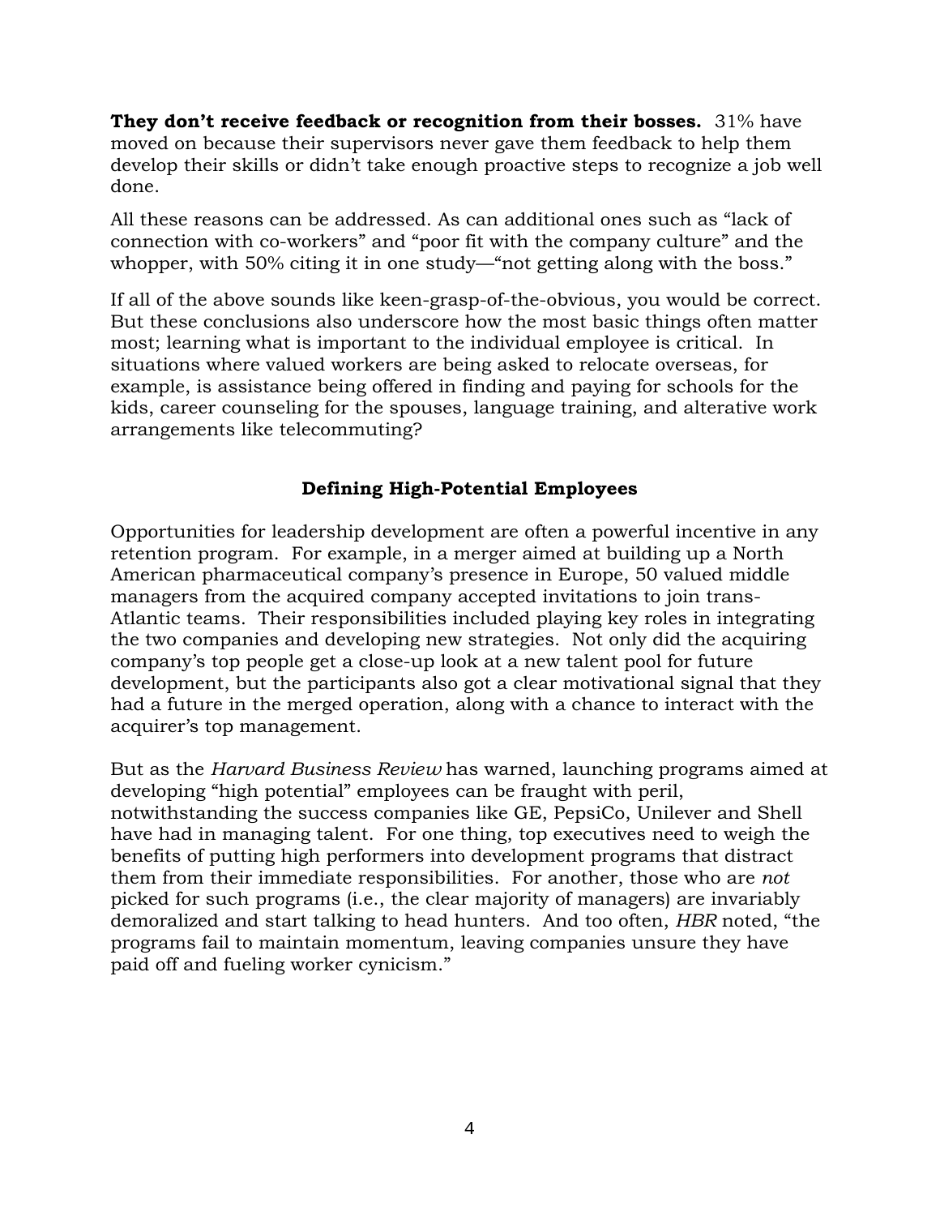**They don't receive feedback or recognition from their bosses.** 31% have moved on because their supervisors never gave them feedback to help them develop their skills or didn't take enough proactive steps to recognize a job well done.

All these reasons can be addressed. As can additional ones such as "lack of connection with co-workers" and "poor fit with the company culture" and the whopper, with 50% citing it in one study—"not getting along with the boss."

If all of the above sounds like keen-grasp-of-the-obvious, you would be correct. But these conclusions also underscore how the most basic things often matter most; learning what is important to the individual employee is critical. In situations where valued workers are being asked to relocate overseas, for example, is assistance being offered in finding and paying for schools for the kids, career counseling for the spouses, language training, and alterative work arrangements like telecommuting?

## Defining High-Potential Employees

Opportunities for leadership development are often a powerful incentive in any retention program. For example, in a merger aimed at building up a North American pharmaceutical company's presence in Europe, 50 valued middle managers from the acquired company accepted invitations to join trans-Atlantic teams. Their responsibilities included playing key roles in integrating the two companies and developing new strategies. Not only did the acquiring company's top people get a close-up look at a new talent pool for future development, but the participants also got a clear motivational signal that they had a future in the merged operation, along with a chance to interact with the acquirer's top management.

But as the *Harvard Business Review* has warned, launching programs aimed at developing "high potential" employees can be fraught with peril, notwithstanding the success companies like GE, PepsiCo, Unilever and Shell have had in managing talent. For one thing, top executives need to weigh the benefits of putting high performers into development programs that distract them from their immediate responsibilities. For another, those who are *not* picked for such programs (i.e., the clear majority of managers) are invariably demoralized and start talking to head hunters. And too often, *HBR* noted, "the programs fail to maintain momentum, leaving companies unsure they have paid off and fueling worker cynicism."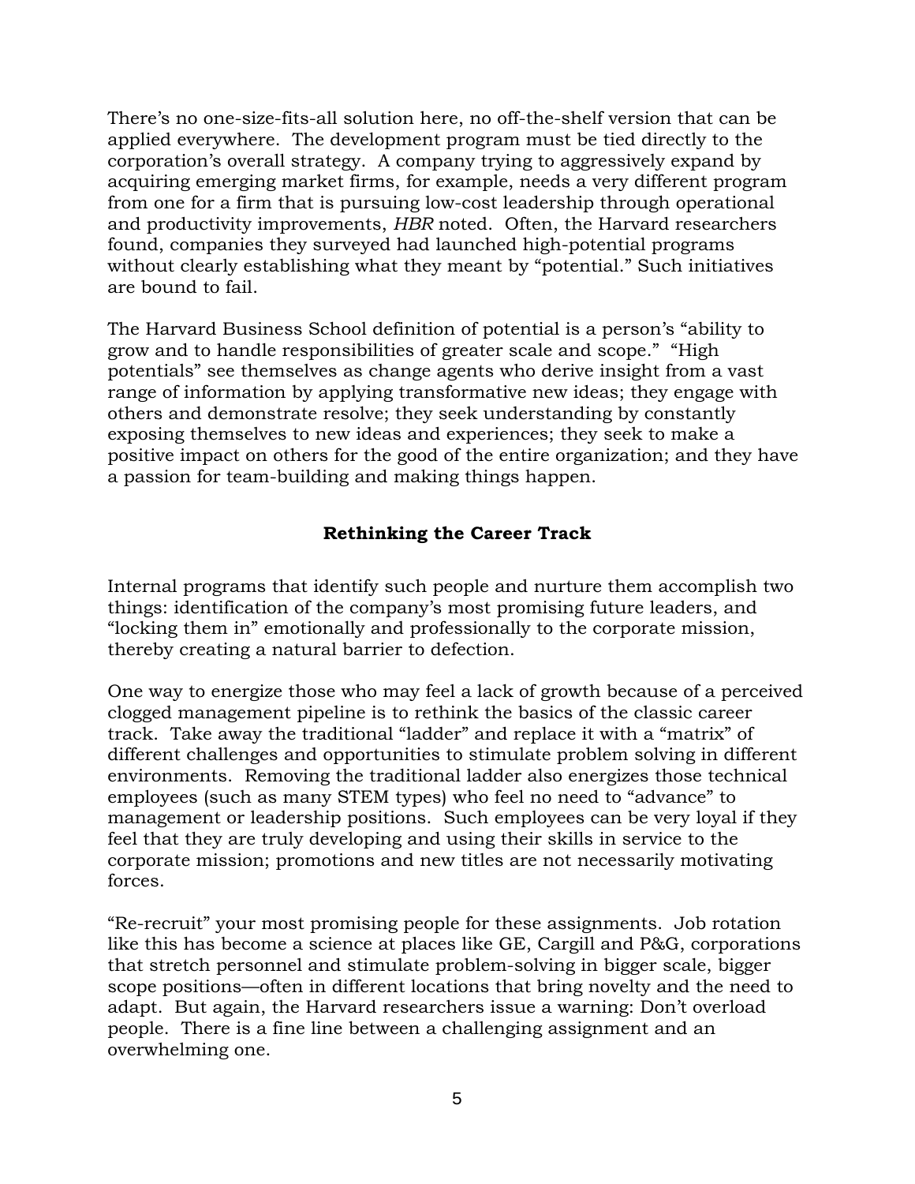There's no one-size-fits-all solution here, no off-the-shelf version that can be applied everywhere. The development program must be tied directly to the corporation's overall strategy. A company trying to aggressively expand by acquiring emerging market firms, for example, needs a very different program from one for a firm that is pursuing low-cost leadership through operational and productivity improvements, *HBR* noted. Often, the Harvard researchers found, companies they surveyed had launched high-potential programs without clearly establishing what they meant by "potential." Such initiatives are bound to fail.

The Harvard Business School definition of potential is a person's "ability to grow and to handle responsibilities of greater scale and scope." "High potentials" see themselves as change agents who derive insight from a vast range of information by applying transformative new ideas; they engage with others and demonstrate resolve; they seek understanding by constantly exposing themselves to new ideas and experiences; they seek to make a positive impact on others for the good of the entire organization; and they have a passion for team-building and making things happen.

## Rethinking the Career Track

Internal programs that identify such people and nurture them accomplish two things: identification of the company's most promising future leaders, and "locking them in" emotionally and professionally to the corporate mission, thereby creating a natural barrier to defection.

One way to energize those who may feel a lack of growth because of a perceived clogged management pipeline is to rethink the basics of the classic career track. Take away the traditional "ladder" and replace it with a "matrix" of different challenges and opportunities to stimulate problem solving in different environments. Removing the traditional ladder also energizes those technical employees (such as many STEM types) who feel no need to "advance" to management or leadership positions. Such employees can be very loyal if they feel that they are truly developing and using their skills in service to the corporate mission; promotions and new titles are not necessarily motivating forces.

"Re-recruit" your most promising people for these assignments. Job rotation like this has become a science at places like GE, Cargill and P&G, corporations that stretch personnel and stimulate problem-solving in bigger scale, bigger scope positions—often in different locations that bring novelty and the need to adapt. But again, the Harvard researchers issue a warning: Don't overload people. There is a fine line between a challenging assignment and an overwhelming one.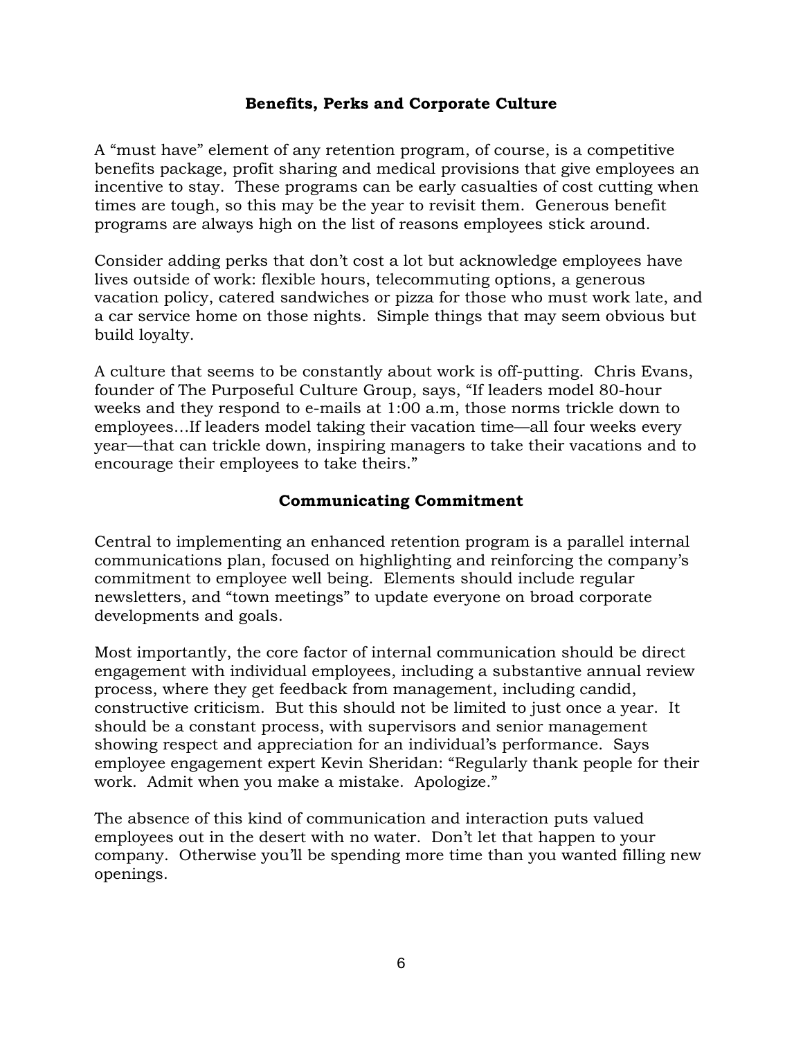## Benefits, Perks and Corporate Culture

A "must have" element of any retention program, of course, is a competitive benefits package, profit sharing and medical provisions that give employees an incentive to stay. These programs can be early casualties of cost cutting when times are tough, so this may be the year to revisit them. Generous benefit programs are always high on the list of reasons employees stick around.

Consider adding perks that don't cost a lot but acknowledge employees have lives outside of work: flexible hours, telecommuting options, a generous vacation policy, catered sandwiches or pizza for those who must work late, and a car service home on those nights. Simple things that may seem obvious but build loyalty.

A culture that seems to be constantly about work is off-putting. Chris Evans, founder of The Purposeful Culture Group, says, "If leaders model 80-hour weeks and they respond to e-mails at 1:00 a.m, those norms trickle down to employees…If leaders model taking their vacation time—all four weeks every year—that can trickle down, inspiring managers to take their vacations and to encourage their employees to take theirs."

## Communicating Commitment

Central to implementing an enhanced retention program is a parallel internal communications plan, focused on highlighting and reinforcing the company's commitment to employee well being. Elements should include regular newsletters, and "town meetings" to update everyone on broad corporate developments and goals.

Most importantly, the core factor of internal communication should be direct engagement with individual employees, including a substantive annual review process, where they get feedback from management, including candid, constructive criticism. But this should not be limited to just once a year. It should be a constant process, with supervisors and senior management showing respect and appreciation for an individual's performance. Says employee engagement expert Kevin Sheridan: "Regularly thank people for their work. Admit when you make a mistake. Apologize."

The absence of this kind of communication and interaction puts valued employees out in the desert with no water. Don't let that happen to your company. Otherwise you'll be spending more time than you wanted filling new openings.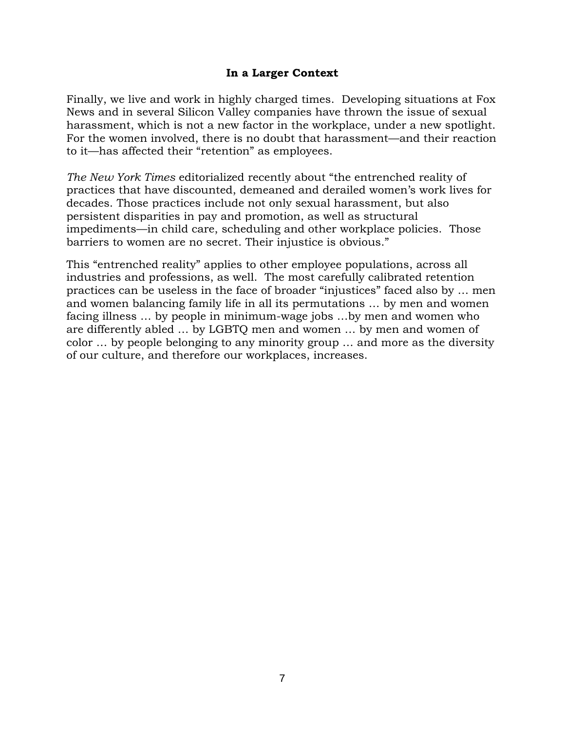## In a Larger Context

Finally, we live and work in highly charged times. Developing situations at Fox News and in several Silicon Valley companies have thrown the issue of sexual harassment, which is not a new factor in the workplace, under a new spotlight. For the women involved, there is no doubt that harassment—and their reaction to it—has affected their "retention" as employees.

*The New York Times* editorialized recently about "the entrenched reality of practices that have discounted, demeaned and derailed women's work lives for decades. Those practices include not only sexual harassment, but also persistent disparities in pay and promotion, as well as structural impediments—in child care, scheduling and other workplace policies. Those barriers to women are no secret. Their injustice is obvious."

This "entrenched reality" applies to other employee populations, across all industries and professions, as well. The most carefully calibrated retention practices can be useless in the face of broader "injustices" faced also by … men and women balancing family life in all its permutations … by men and women facing illness … by people in minimum-wage jobs …by men and women who are differently abled … by LGBTQ men and women … by men and women of color … by people belonging to any minority group … and more as the diversity of our culture, and therefore our workplaces, increases.